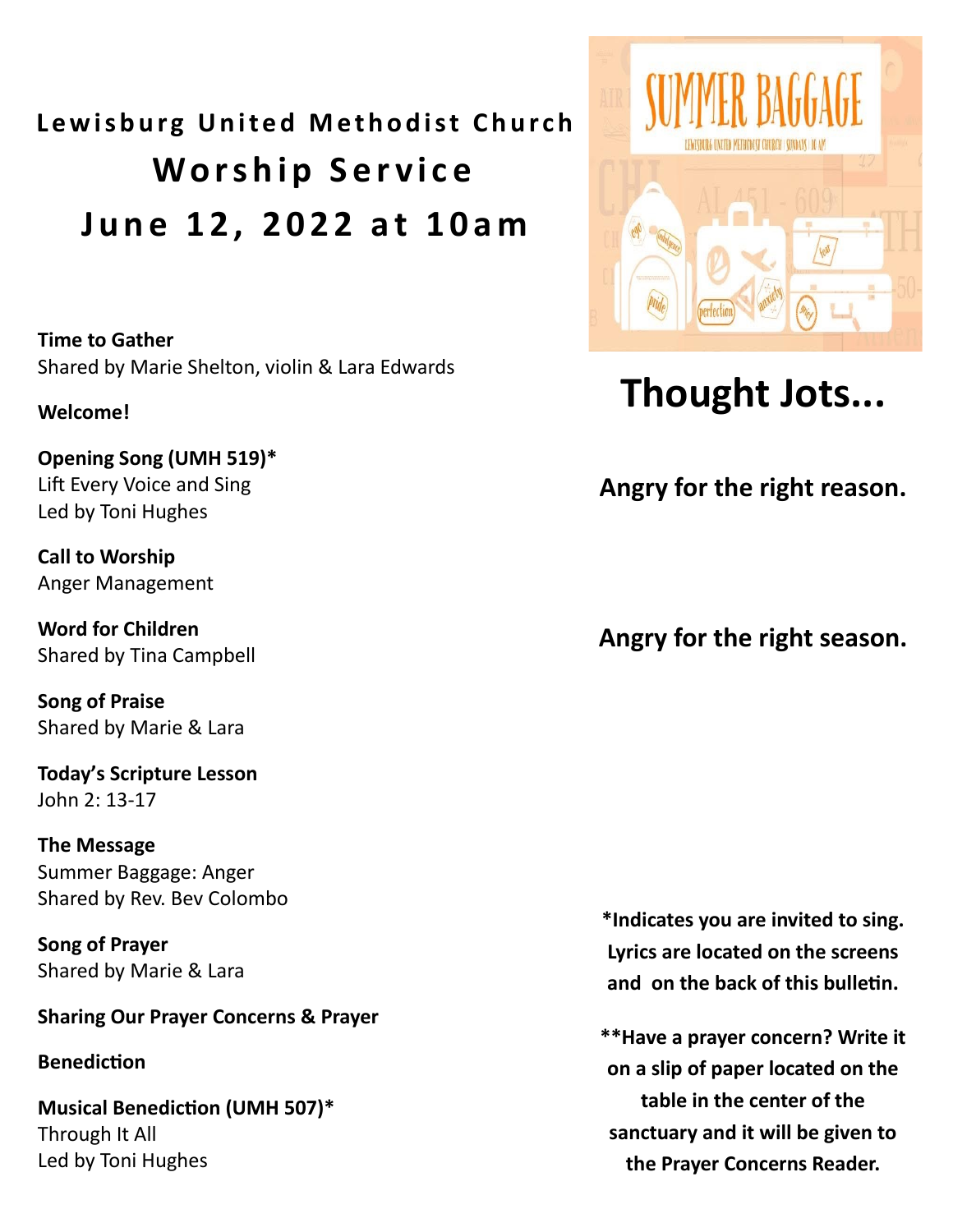# Lewisburg United Methodist Church

## Worship Service

## June 12, 2022 at 10am

**Time to Gather**
Shared by Marie Shelton, violin & Lara Edwards

**Welcome!**

**Opening Song (UMH 519)***
Lift Every Voice and Sing
Led by Toni Hughes

**Call to Worship**
Anger Management

**Word for Children**
Shared by Tina Campbell

**Song of Praise**
Shared by Marie & Lara

**Today's Scripture Lesson**
John 2: 13-17

**The Message**
Summer Baggage: Anger
Shared by Rev. Bev Colombo

**Song of Prayer**
Shared by Marie & Lara

**Sharing Our Prayer Concerns & Prayer**

**Benediction**

**Musical Benediction (UMH 507)***
Through It All
Led by Toni Hughes

SUMMER BAGGAGE

LEWISBURG UNITED METHODIST CHURCH | SUNDAYS | 10 AM

# Thought Jots...

**Angry for the right reason.**

**Angry for the right season.**

***Indicates you are invited to sing. Lyrics are located on the screens and on the back of this bulletin.**

****Have a prayer concern? Write it on a slip of paper located on the table in the center of the sanctuary and it will be given to the Prayer Concerns Reader.**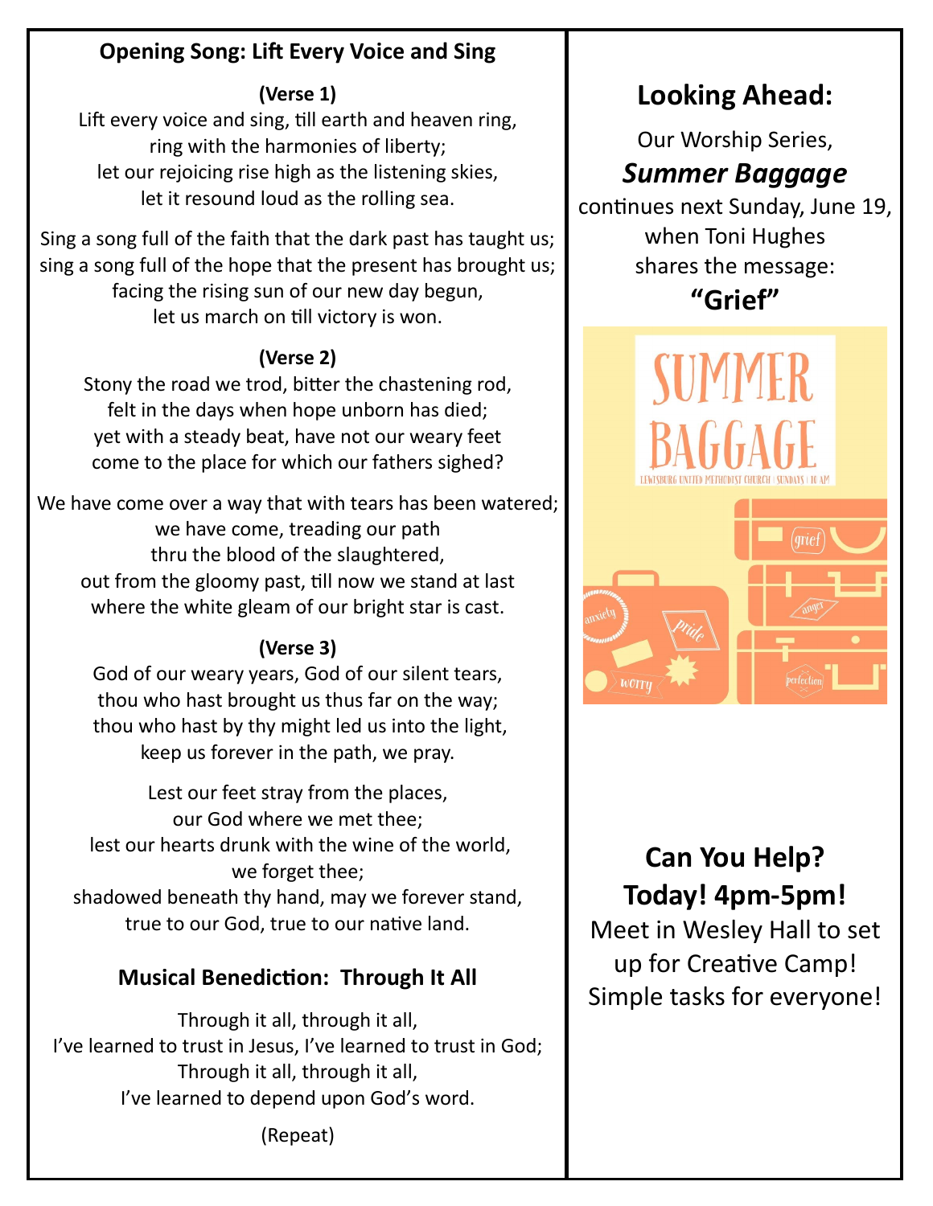## Opening Song: Lift Every Voice and Sing

**(Verse 1)**

Lift every voice and sing, till earth and heaven ring,
ring with the harmonies of liberty;
let our rejoicing rise high as the listening skies,
let it resound loud as the rolling sea.

Sing a song full of the faith that the dark past has taught us;
sing a song full of the hope that the present has brought us;
facing the rising sun of our new day begun,
let us march on till victory is won.

**(Verse 2)**

Stony the road we trod, bitter the chastening rod,
felt in the days when hope unborn has died;
yet with a steady beat, have not our weary feet
come to the place for which our fathers sighed?

We have come over a way that with tears has been watered;
we have come, treading our path
thru the blood of the slaughtered,
out from the gloomy past, till now we stand at last
where the white gleam of our bright star is cast.

**(Verse 3)**

God of our weary years, God of our silent tears,
thou who hast brought us thus far on the way;
thou who hast by thy might led us into the light,
keep us forever in the path, we pray.

Lest our feet stray from the places,
our God where we met thee;
lest our hearts drunk with the wine of the world,
we forget thee;
shadowed beneath thy hand, may we forever stand,
true to our God, true to our native land.

## Musical Benediction: Through It All

Through it all, through it all,
I've learned to trust in Jesus, I've learned to trust in God;
Through it all, through it all,
I've learned to depend upon God's word.

(Repeat)

## Looking Ahead:

Our Worship Series,

***Summer Baggage***

continues next Sunday, June 19,
when Toni Hughes
shares the message:

**"Grief"**

SUMMER BAGGAGE
LEWISBURG UNITED METHODIST CHURCH | SUNDAYS | 10 AM

grief
anxiety
pride
anger
worry
perfection

## Can You Help?

## Today! 4pm-5pm!

Meet in Wesley Hall to set up for Creative Camp! Simple tasks for everyone!